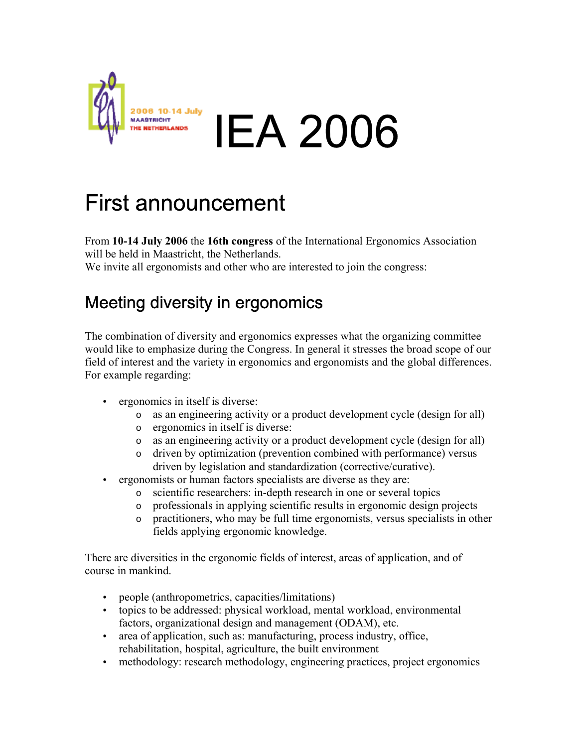2006 10-14 July
MAASTRICHT
THE NETHERLANDS

# IEA 2006

# First announcement

From **10-14 July 2006** the **16th congress** of the International Ergonomics Association will be held in Maastricht, the Netherlands.
We invite all ergonomists and other who are interested to join the congress:

## Meeting diversity in ergonomics

The combination of diversity and ergonomics expresses what the organizing committee would like to emphasize during the Congress. In general it stresses the broad scope of our field of interest and the variety in ergonomics and ergonomists and the global differences. For example regarding:

- ergonomics in itself is diverse:
    - as an engineering activity or a product development cycle (design for all)
    - ergonomics in itself is diverse:
    - as an engineering activity or a product development cycle (design for all)
    - driven by optimization (prevention combined with performance) versus driven by legislation and standardization (corrective/curative).
- ergonomists or human factors specialists are diverse as they are:
    - scientific researchers: in-depth research in one or several topics
    - professionals in applying scientific results in ergonomic design projects
    - practitioners, who may be full time ergonomists, versus specialists in other fields applying ergonomic knowledge.

There are diversities in the ergonomic fields of interest, areas of application, and of course in mankind.

- people (anthropometrics, capacities/limitations)
- topics to be addressed: physical workload, mental workload, environmental factors, organizational design and management (ODAM), etc.
- area of application, such as: manufacturing, process industry, office, rehabilitation, hospital, agriculture, the built environment
- methodology: research methodology, engineering practices, project ergonomics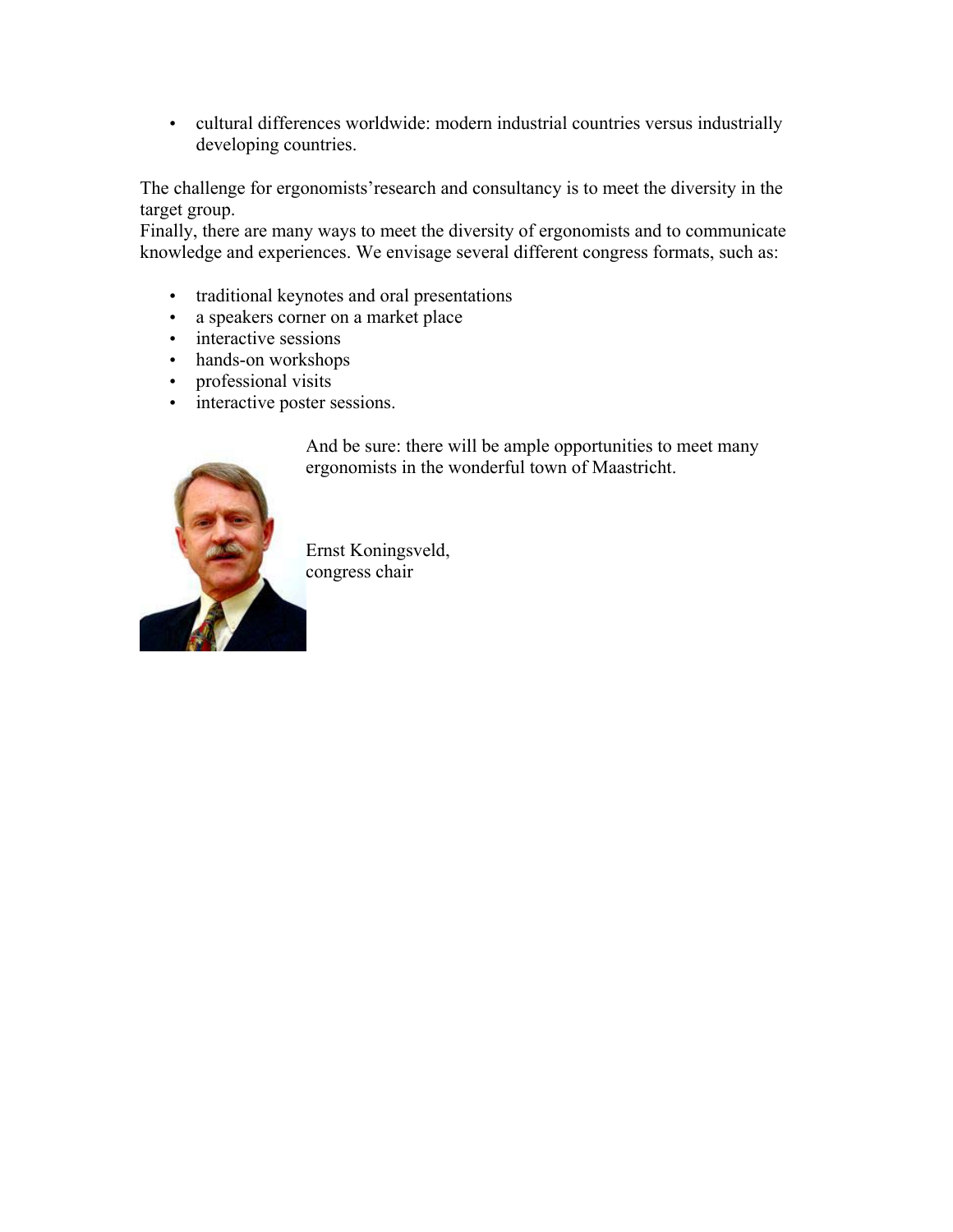- cultural differences worldwide: modern industrial countries versus industrially developing countries.

The challenge for ergonomists'research and consultancy is to meet the diversity in the target group.
Finally, there are many ways to meet the diversity of ergonomists and to communicate knowledge and experiences. We envisage several different congress formats, such as:

- traditional keynotes and oral presentations
- a speakers corner on a market place
- interactive sessions
- hands-on workshops
- professional visits
- interactive poster sessions.

And be sure: there will be ample opportunities to meet many ergonomists in the wonderful town of Maastricht.

Ernst Koningsveld,
congress chair